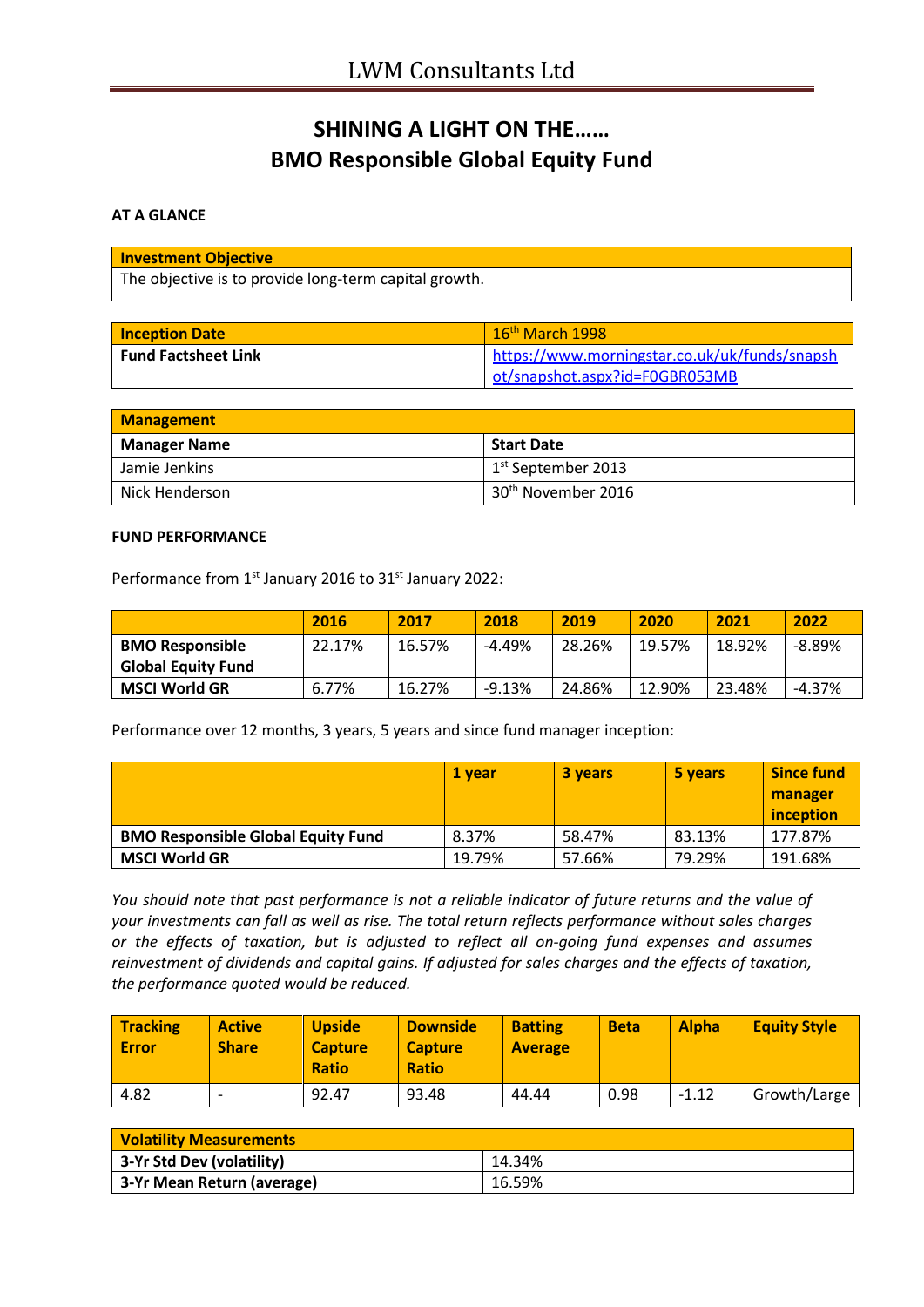# LWM Consultants Ltd

## SHINING A LIGHT ON THE……
## BMO Responsible Global Equity Fund

**AT A GLANCE**

| Investment Objective |
|---|
| The objective is to provide long-term capital growth. |

| Inception Date | 16th March 1998 |
|---|---|
| **Fund Factsheet Link** | https://www.morningstar.co.uk/uk/funds/snapshot/snapshot.aspx?id=F0GBR053MB |

| Management | |
|---|---|
| **Manager Name** | **Start Date** |
| Jamie Jenkins | 1st September 2013 |
| Nick Henderson | 30th November 2016 |

**FUND PERFORMANCE**

Performance from 1st January 2016 to 31st January 2022:

| | 2016 | 2017 | 2018 | 2019 | 2020 | 2021 | 2022 |
|---|---|---|---|---|---|---|---|
| **BMO Responsible Global Equity Fund** | 22.17% | 16.57% | -4.49% | 28.26% | 19.57% | 18.92% | -8.89% |
| **MSCI World GR** | 6.77% | 16.27% | -9.13% | 24.86% | 12.90% | 23.48% | -4.37% |

Performance over 12 months, 3 years, 5 years and since fund manager inception:

| | 1 year | 3 years | 5 years | Since fund manager inception |
|---|---|---|---|---|
| **BMO Responsible Global Equity Fund** | 8.37% | 58.47% | 83.13% | 177.87% |
| **MSCI World GR** | 19.79% | 57.66% | 79.29% | 191.68% |

*You should note that past performance is not a reliable indicator of future returns and the value of your investments can fall as well as rise. The total return reflects performance without sales charges or the effects of taxation, but is adjusted to reflect all on-going fund expenses and assumes reinvestment of dividends and capital gains. If adjusted for sales charges and the effects of taxation, the performance quoted would be reduced.*

| Tracking Error | Active Share | Upside Capture Ratio | Downside Capture Ratio | Batting Average | Beta | Alpha | Equity Style |
|---|---|---|---|---|---|---|---|
| 4.82 | - | 92.47 | 93.48 | 44.44 | 0.98 | -1.12 | Growth/Large |

| Volatility Measurements | |
|---|---|
| **3-Yr Std Dev (volatility)** | 14.34% |
| **3-Yr Mean Return (average)** | 16.59% |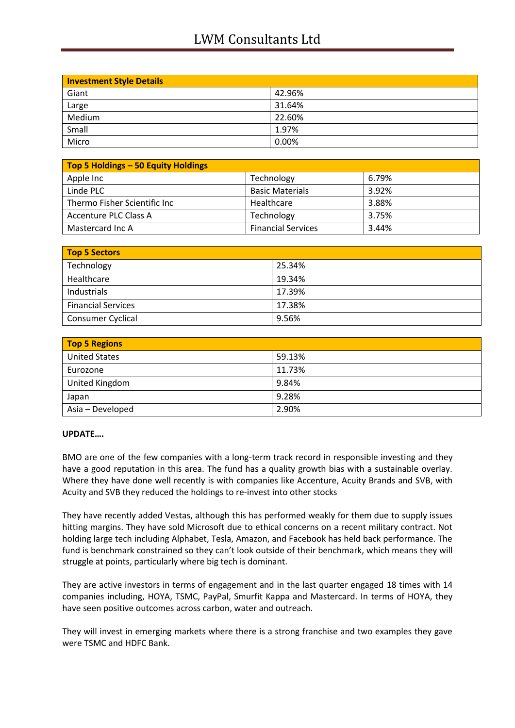| Investment Style Details | |
|---|---|
| Giant | 42.96% |
| Large | 31.64% |
| Medium | 22.60% |
| Small | 1.97% |
| Micro | 0.00% |

| Top 5 Holdings – 50 Equity Holdings | | |
|---|---|---|
| Apple Inc | Technology | 6.79% |
| Linde PLC | Basic Materials | 3.92% |
| Thermo Fisher Scientific Inc | Healthcare | 3.88% |
| Accenture PLC Class A | Technology | 3.75% |
| Mastercard Inc A | Financial Services | 3.44% |

| Top 5 Sectors | |
|---|---|
| Technology | 25.34% |
| Healthcare | 19.34% |
| Industrials | 17.39% |
| Financial Services | 17.38% |
| Consumer Cyclical | 9.56% |

| Top 5 Regions | |
|---|---|
| United States | 59.13% |
| Eurozone | 11.73% |
| United Kingdom | 9.84% |
| Japan | 9.28% |
| Asia – Developed | 2.90% |

**UPDATE….**

BMO are one of the few companies with a long-term track record in responsible investing and they have a good reputation in this area. The fund has a quality growth bias with a sustainable overlay. Where they have done well recently is with companies like Accenture, Acuity Brands and SVB, with Acuity and SVB they reduced the holdings to re-invest into other stocks

They have recently added Vestas, although this has performed weakly for them due to supply issues hitting margins. They have sold Microsoft due to ethical concerns on a recent military contract. Not holding large tech including Alphabet, Tesla, Amazon, and Facebook has held back performance. The fund is benchmark constrained so they can't look outside of their benchmark, which means they will struggle at points, particularly where big tech is dominant.

They are active investors in terms of engagement and in the last quarter engaged 18 times with 14 companies including, HOYA, TSMC, PayPal, Smurfit Kappa and Mastercard. In terms of HOYA, they have seen positive outcomes across carbon, water and outreach.

They will invest in emerging markets where there is a strong franchise and two examples they gave were TSMC and HDFC Bank.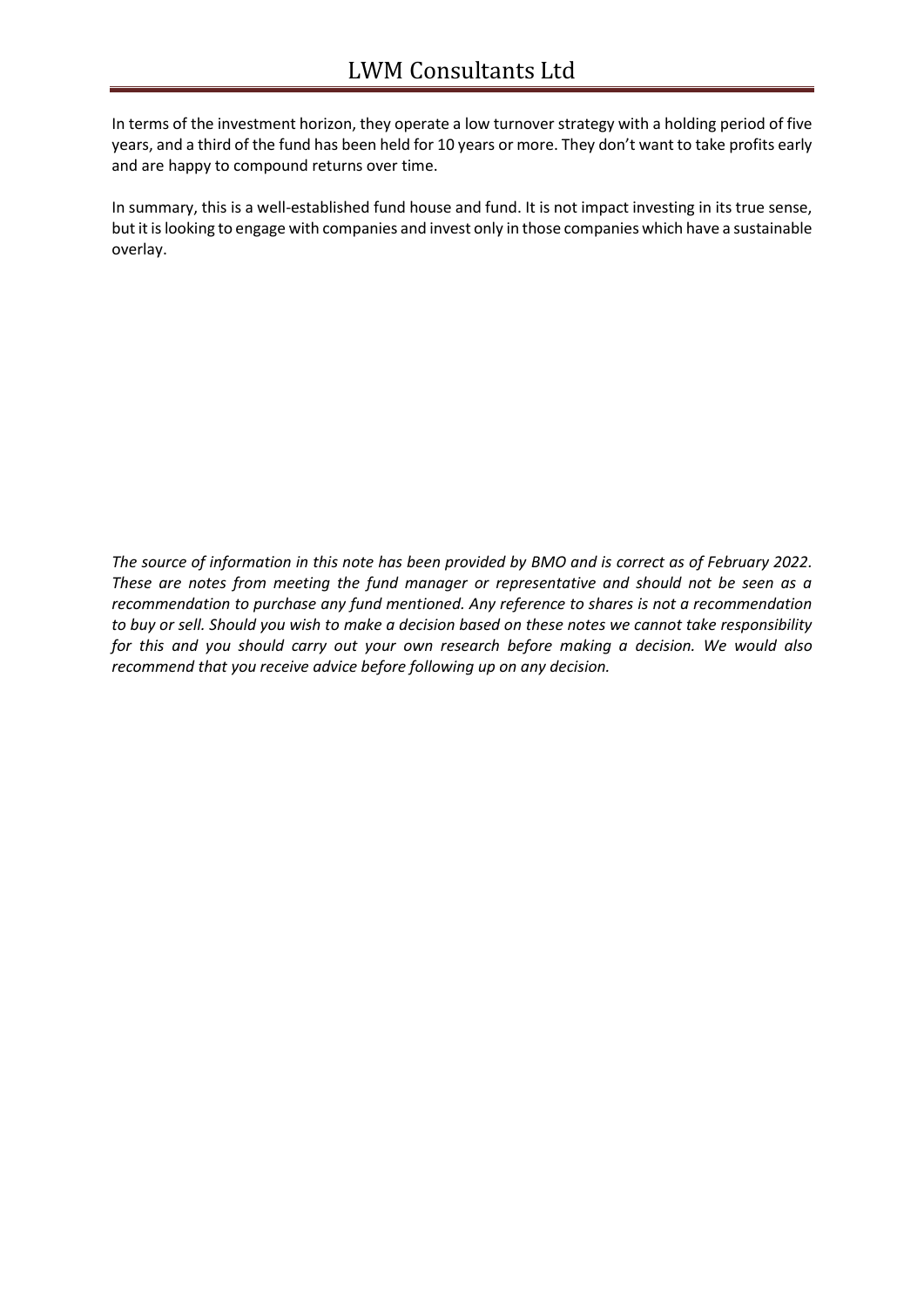In terms of the investment horizon, they operate a low turnover strategy with a holding period of five years, and a third of the fund has been held for 10 years or more. They don't want to take profits early and are happy to compound returns over time.

In summary, this is a well-established fund house and fund. It is not impact investing in its true sense, but it is looking to engage with companies and invest only in those companies which have a sustainable overlay.

*The source of information in this note has been provided by BMO and is correct as of February 2022. These are notes from meeting the fund manager or representative and should not be seen as a recommendation to purchase any fund mentioned. Any reference to shares is not a recommendation to buy or sell. Should you wish to make a decision based on these notes we cannot take responsibility for this and you should carry out your own research before making a decision. We would also recommend that you receive advice before following up on any decision.*